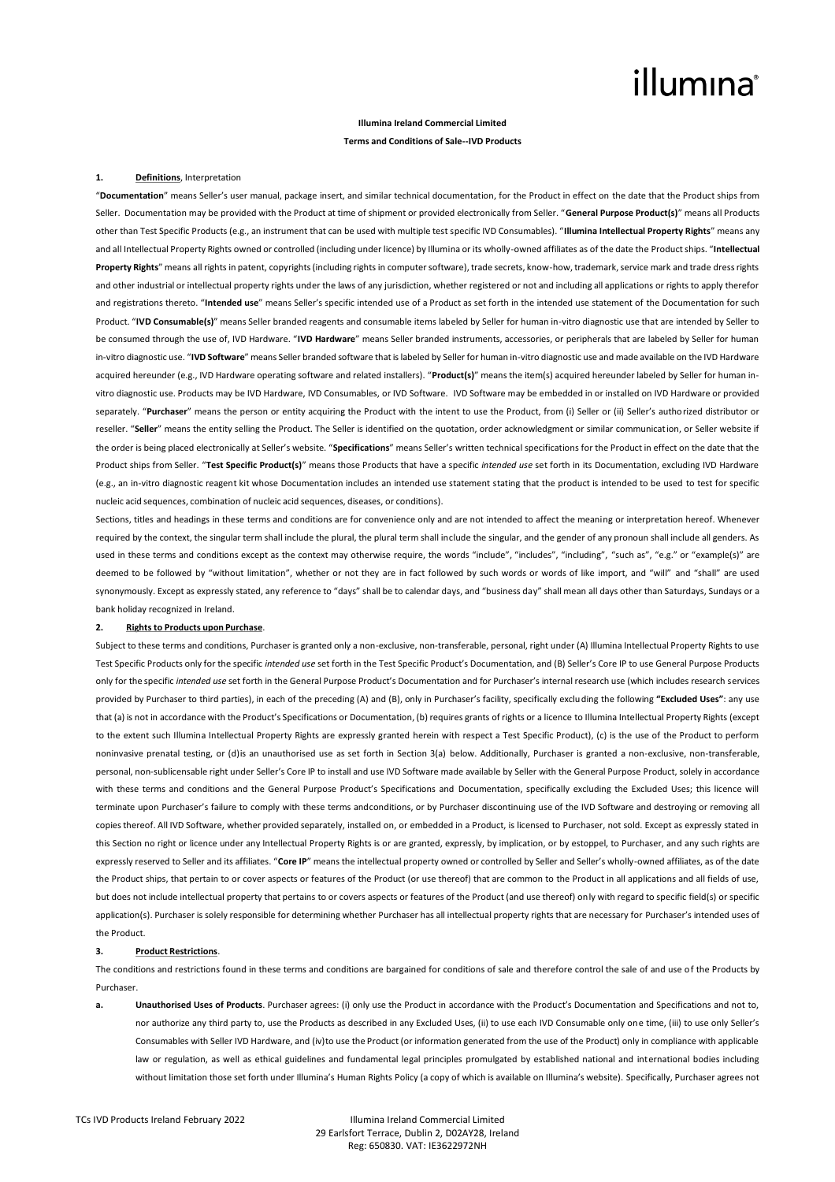illumina®

**Illumina Ireland Commercial Limited**

**Terms and Conditions of Sale--IVD Products**

**1. Definitions**, Interpretation

"**Documentation**" means Seller's user manual, package insert, and similar technical documentation, for the Product in effect on the date that the Product ships from Seller. Documentation may be provided with the Product at time of shipment or provided electronically from Seller. "**General Purpose Product(s)**" means all Products other than Test Specific Products (e.g., an instrument that can be used with multiple test specific IVD Consumables). "**Illumina Intellectual Property Rights**" means any and all Intellectual Property Rights owned or controlled (including under licence) by Illumina or its wholly-owned affiliates as of the date the Product ships. "**Intellectual Property Rights**" means all rights in patent, copyrights (including rights in computer software), trade secrets, know-how, trademark, service mark and trade dress rights and other industrial or intellectual property rights under the laws of any jurisdiction, whether registered or not and including all applications or rights to apply therefor and registrations thereto. "**Intended use**" means Seller's specific intended use of a Product as set forth in the intended use statement of the Documentation for such Product. "**IVD Consumable(s)**" means Seller branded reagents and consumable items labeled by Seller for human in-vitro diagnostic use that are intended by Seller to be consumed through the use of, IVD Hardware. "**IVD Hardware**" means Seller branded instruments, accessories, or peripherals that are labeled by Seller for human in-vitro diagnostic use. "**IVD Software**" means Seller branded software that is labeled by Seller for human in-vitro diagnostic use and made available on the IVD Hardware acquired hereunder (e.g., IVD Hardware operating software and related installers). "**Product(s)**" means the item(s) acquired hereunder labeled by Seller for human in-vitro diagnostic use. Products may be IVD Hardware, IVD Consumables, or IVD Software. IVD Software may be embedded in or installed on IVD Hardware or provided separately. "**Purchaser**" means the person or entity acquiring the Product with the intent to use the Product, from (i) Seller or (ii) Seller's authorized distributor or reseller. "**Seller**" means the entity selling the Product. The Seller is identified on the quotation, order acknowledgment or similar communication, or Seller website if the order is being placed electronically at Seller's website. "**Specifications**" means Seller's written technical specifications for the Product in effect on the date that the Product ships from Seller. "**Test Specific Product(s)**" means those Products that have a specific *intended use* set forth in its Documentation, excluding IVD Hardware (e.g., an in-vitro diagnostic reagent kit whose Documentation includes an intended use statement stating that the product is intended to be used to test for specific nucleic acid sequences, combination of nucleic acid sequences, diseases, or conditions).

Sections, titles and headings in these terms and conditions are for convenience only and are not intended to affect the meaning or interpretation hereof. Whenever required by the context, the singular term shall include the plural, the plural term shall include the singular, and the gender of any pronoun shall include all genders. As used in these terms and conditions except as the context may otherwise require, the words "include", "includes", "including", "such as", "e.g." or "example(s)" are deemed to be followed by "without limitation", whether or not they are in fact followed by such words or words of like import, and "will" and "shall" are used synonymously. Except as expressly stated, any reference to "days" shall be to calendar days, and "business day" shall mean all days other than Saturdays, Sundays or a bank holiday recognized in Ireland.

**2. Rights to Products upon Purchase**.

Subject to these terms and conditions, Purchaser is granted only a non-exclusive, non-transferable, personal, right under (A) Illumina Intellectual Property Rights to use Test Specific Products only for the specific *intended use* set forth in the Test Specific Product's Documentation, and (B) Seller's Core IP to use General Purpose Products only for the specific *intended use* set forth in the General Purpose Product's Documentation and for Purchaser's internal research use (which includes research services provided by Purchaser to third parties), in each of the preceding (A) and (B), only in Purchaser's facility, specifically excluding the following **"Excluded Uses"**: any use that (a) is not in accordance with the Product's Specifications or Documentation, (b) requires grants of rights or a licence to Illumina Intellectual Property Rights (except to the extent such Illumina Intellectual Property Rights are expressly granted herein with respect a Test Specific Product), (c) is the use of the Product to perform noninvasive prenatal testing, or (d)is an unauthorised use as set forth in Section 3(a) below. Additionally, Purchaser is granted a non-exclusive, non-transferable, personal, non-sublicensable right under Seller's Core IP to install and use IVD Software made available by Seller with the General Purpose Product, solely in accordance with these terms and conditions and the General Purpose Product's Specifications and Documentation, specifically excluding the Excluded Uses; this licence will terminate upon Purchaser's failure to comply with these terms andconditions, or by Purchaser discontinuing use of the IVD Software and destroying or removing all copies thereof. All IVD Software, whether provided separately, installed on, or embedded in a Product, is licensed to Purchaser, not sold. Except as expressly stated in this Section no right or licence under any Intellectual Property Rights is or are granted, expressly, by implication, or by estoppel, to Purchaser, and any such rights are expressly reserved to Seller and its affiliates. "**Core IP**" means the intellectual property owned or controlled by Seller and Seller's wholly-owned affiliates, as of the date the Product ships, that pertain to or cover aspects or features of the Product (or use thereof) that are common to the Product in all applications and all fields of use, but does not include intellectual property that pertains to or covers aspects or features of the Product (and use thereof) only with regard to specific field(s) or specific application(s). Purchaser is solely responsible for determining whether Purchaser has all intellectual property rights that are necessary for Purchaser's intended uses of the Product.

**3. Product Restrictions**.

The conditions and restrictions found in these terms and conditions are bargained for conditions of sale and therefore control the sale of and use of the Products by Purchaser.

**a. Unauthorised Uses of Products**. Purchaser agrees: (i) only use the Product in accordance with the Product's Documentation and Specifications and not to, nor authorize any third party to, use the Products as described in any Excluded Uses, (ii) to use each IVD Consumable only one time, (iii) to use only Seller's Consumables with Seller IVD Hardware, and (iv)to use the Product (or information generated from the use of the Product) only in compliance with applicable law or regulation, as well as ethical guidelines and fundamental legal principles promulgated by established national and international bodies including without limitation those set forth under Illumina's Human Rights Policy (a copy of which is available on Illumina's website). Specifically, Purchaser agrees not

TCs IVD Products Ireland February 2022

Illumina Ireland Commercial Limited
29 Earlsfort Terrace, Dublin 2, D02AY28, Ireland
Reg: 650830. VAT: IE3622972NH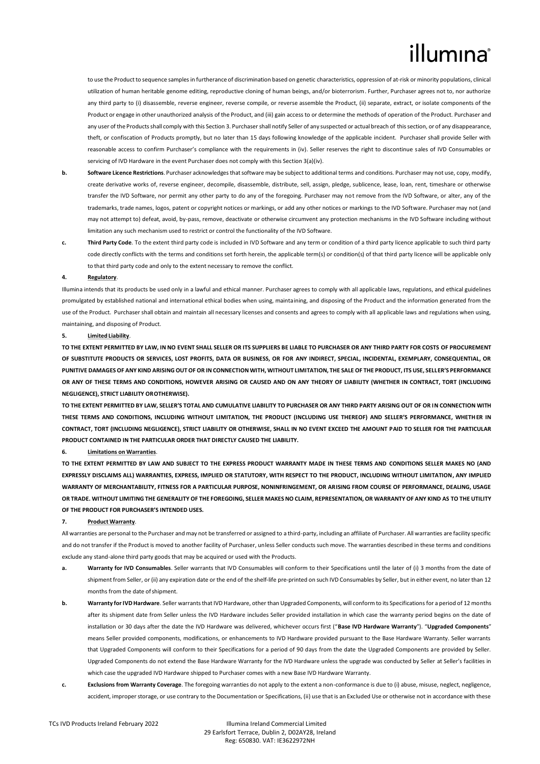to use the Product to sequence samples in furtherance of discrimination based on genetic characteristics, oppression of at-risk or minority populations, clinical utilization of human heritable genome editing, reproductive cloning of human beings, and/or bioterrorism. Further, Purchaser agrees not to, nor authorize any third party to (i) disassemble, reverse engineer, reverse compile, or reverse assemble the Product, (ii) separate, extract, or isolate components of the Product or engage in other unauthorized analysis of the Product, and (iii) gain access to or determine the methods of operation of the Product. Purchaser and any user of the Products shall comply with this Section 3. Purchaser shall notify Seller of any suspected or actual breach of this section, or of any disappearance, theft, or confiscation of Products promptly, but no later than 15 days following knowledge of the applicable incident. Purchaser shall provide Seller with reasonable access to confirm Purchaser's compliance with the requirements in (iv). Seller reserves the right to discontinue sales of IVD Consumables or servicing of IVD Hardware in the event Purchaser does not comply with this Section 3(a)(iv).

**b. Software Licence Restrictions**. Purchaser acknowledges that software may be subject to additional terms and conditions. Purchaser may not use, copy, modify, create derivative works of, reverse engineer, decompile, disassemble, distribute, sell, assign, pledge, sublicence, lease, loan, rent, timeshare or otherwise transfer the IVD Software, nor permit any other party to do any of the foregoing. Purchaser may not remove from the IVD Software, or alter, any of the trademarks, trade names, logos, patent or copyright notices or markings, or add any other notices or markings to the IVD Software. Purchaser may not (and may not attempt to) defeat, avoid, by-pass, remove, deactivate or otherwise circumvent any protection mechanisms in the IVD Software including without limitation any such mechanism used to restrict or control the functionality of the IVD Software.

**c. Third Party Code**. To the extent third party code is included in IVD Software and any term or condition of a third party licence applicable to such third party code directly conflicts with the terms and conditions set forth herein, the applicable term(s) or condition(s) of that third party licence will be applicable only to that third party code and only to the extent necessary to remove the conflict.

**4. Regulatory**.

Illumina intends that its products be used only in a lawful and ethical manner. Purchaser agrees to comply with all applicable laws, regulations, and ethical guidelines promulgated by established national and international ethical bodies when using, maintaining, and disposing of the Product and the information generated from the use of the Product. Purchaser shall obtain and maintain all necessary licenses and consents and agrees to comply with all applicable laws and regulations when using, maintaining, and disposing of Product.

**5. Limited Liability**.

**TO THE EXTENT PERMITTED BY LAW, IN NO EVENT SHALL SELLER OR ITS SUPPLIERS BE LIABLE TO PURCHASER OR ANY THIRD PARTY FOR COSTS OF PROCUREMENT OF SUBSTITUTE PRODUCTS OR SERVICES, LOST PROFITS, DATA OR BUSINESS, OR FOR ANY INDIRECT, SPECIAL, INCIDENTAL, EXEMPLARY, CONSEQUENTIAL, OR PUNITIVE DAMAGES OF ANY KIND ARISING OUT OF OR IN CONNECTION WITH, WITHOUT LIMITATION, THE SALE OF THE PRODUCT, ITS USE, SELLER'S PERFORMANCE OR ANY OF THESE TERMS AND CONDITIONS, HOWEVER ARISING OR CAUSED AND ON ANY THEORY OF LIABILITY (WHETHER IN CONTRACT, TORT (INCLUDING NEGLIGENCE), STRICT LIABILITY OR OTHERWISE).**

**TO THE EXTENT PERMITTED BY LAW, SELLER'S TOTAL AND CUMULATIVE LIABILITY TO PURCHASER OR ANY THIRD PARTY ARISING OUT OF OR IN CONNECTION WITH THESE TERMS AND CONDITIONS, INCLUDING WITHOUT LIMITATION, THE PRODUCT (INCLUDING USE THEREOF) AND SELLER'S PERFORMANCE, WHETHER IN CONTRACT, TORT (INCLUDING NEGLIGENCE), STRICT LIABILITY OR OTHERWISE, SHALL IN NO EVENT EXCEED THE AMOUNT PAID TO SELLER FOR THE PARTICULAR PRODUCT CONTAINED IN THE PARTICULAR ORDER THAT DIRECTLY CAUSED THE LIABILITY.**

**6. Limitations on Warranties**.

**TO THE EXTENT PERMITTED BY LAW AND SUBJECT TO THE EXPRESS PRODUCT WARRANTY MADE IN THESE TERMS AND CONDITIONS SELLER MAKES NO (AND EXPRESSLY DISCLAIMS ALL) WARRANTIES, EXPRESS, IMPLIED OR STATUTORY, WITH RESPECT TO THE PRODUCT, INCLUDING WITHOUT LIMITATION, ANY IMPLIED WARRANTY OF MERCHANTABILITY, FITNESS FOR A PARTICULAR PURPOSE, NONINFRINGEMENT, OR ARISING FROM COURSE OF PERFORMANCE, DEALING, USAGE OR TRADE. WITHOUT LIMITING THE GENERALITY OF THE FOREGOING, SELLER MAKES NO CLAIM, REPRESENTATION, OR WARRANTY OF ANY KIND AS TO THE UTILITY OF THE PRODUCT FOR PURCHASER'S INTENDED USES.**

**7. Product Warranty**.

All warranties are personal to the Purchaser and may not be transferred or assigned to a third-party, including an affiliate of Purchaser. All warranties are facility specific and do not transfer if the Product is moved to another facility of Purchaser, unless Seller conducts such move. The warranties described in these terms and conditions exclude any stand-alone third party goods that may be acquired or used with the Products.

**a. Warranty for IVD Consumables**. Seller warrants that IVD Consumables will conform to their Specifications until the later of (i) 3 months from the date of shipment from Seller, or (ii) any expiration date or the end of the shelf-life pre-printed on such IVD Consumables by Seller, but in either event, no later than 12 months from the date of shipment.

**b. Warranty for IVD Hardware**. Seller warrants that IVD Hardware, other than Upgraded Components, will conform to its Specifications for a period of 12 months after its shipment date from Seller unless the IVD Hardware includes Seller provided installation in which case the warranty period begins on the date of installation or 30 days after the date the IVD Hardware was delivered, whichever occurs first ("**Base IVD Hardware Warranty**"). "**Upgraded Components**" means Seller provided components, modifications, or enhancements to IVD Hardware provided pursuant to the Base Hardware Warranty. Seller warrants that Upgraded Components will conform to their Specifications for a period of 90 days from the date the Upgraded Components are provided by Seller. Upgraded Components do not extend the Base Hardware Warranty for the IVD Hardware unless the upgrade was conducted by Seller at Seller's facilities in which case the upgraded IVD Hardware shipped to Purchaser comes with a new Base IVD Hardware Warranty.

**c. Exclusions from Warranty Coverage**. The foregoing warranties do not apply to the extent a non-conformance is due to (i) abuse, misuse, neglect, negligence, accident, improper storage, or use contrary to the Documentation or Specifications, (ii) use that is an Excluded Use or otherwise not in accordance with these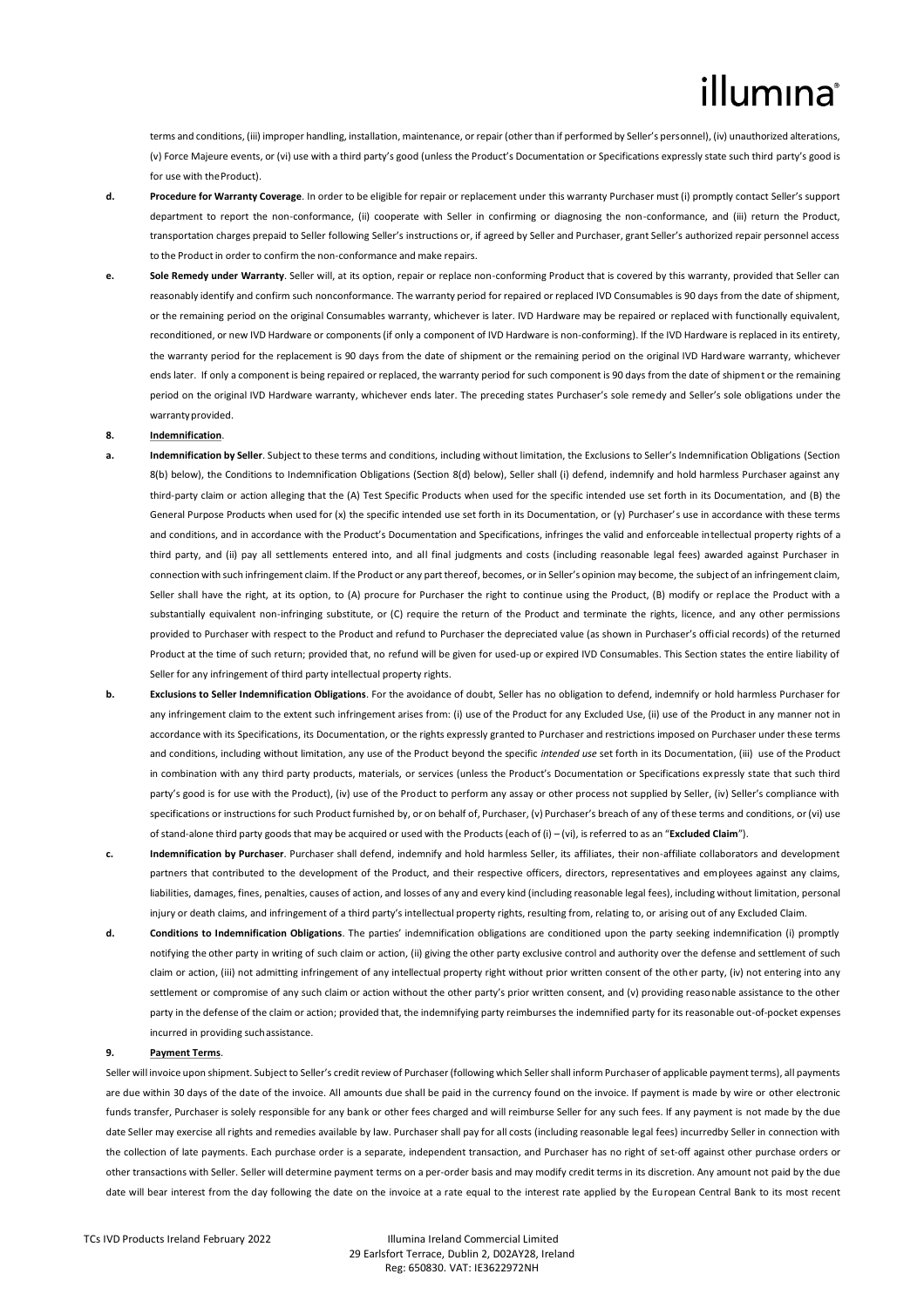terms and conditions, (iii) improper handling, installation, maintenance, or repair (other than if performed by Seller's personnel), (iv) unauthorized alterations, (v) Force Majeure events, or (vi) use with a third party's good (unless the Product's Documentation or Specifications expressly state such third party's good is for use with the Product).

**d. Procedure for Warranty Coverage**. In order to be eligible for repair or replacement under this warranty Purchaser must (i) promptly contact Seller's support department to report the non-conformance, (ii) cooperate with Seller in confirming or diagnosing the non-conformance, and (iii) return the Product, transportation charges prepaid to Seller following Seller's instructions or, if agreed by Seller and Purchaser, grant Seller's authorized repair personnel access to the Product in order to confirm the non-conformance and make repairs.

**e. Sole Remedy under Warranty**. Seller will, at its option, repair or replace non-conforming Product that is covered by this warranty, provided that Seller can reasonably identify and confirm such nonconformance. The warranty period for repaired or replaced IVD Consumables is 90 days from the date of shipment, or the remaining period on the original Consumables warranty, whichever is later. IVD Hardware may be repaired or replaced with functionally equivalent, reconditioned, or new IVD Hardware or components (if only a component of IVD Hardware is non-conforming). If the IVD Hardware is replaced in its entirety, the warranty period for the replacement is 90 days from the date of shipment or the remaining period on the original IVD Hardware warranty, whichever ends later. If only a component is being repaired or replaced, the warranty period for such component is 90 days from the date of shipment or the remaining period on the original IVD Hardware warranty, whichever ends later. The preceding states Purchaser's sole remedy and Seller's sole obligations under the warranty provided.

**8. <u>Indemnification</u>**.

**a. Indemnification by Seller**. Subject to these terms and conditions, including without limitation, the Exclusions to Seller's Indemnification Obligations (Section 8(b) below), the Conditions to Indemnification Obligations (Section 8(d) below), Seller shall (i) defend, indemnify and hold harmless Purchaser against any third-party claim or action alleging that the (A) Test Specific Products when used for the specific intended use set forth in its Documentation, and (B) the General Purpose Products when used for (x) the specific intended use set forth in its Documentation, or (y) Purchaser's use in accordance with these terms and conditions, and in accordance with the Product's Documentation and Specifications, infringes the valid and enforceable intellectual property rights of a third party, and (ii) pay all settlements entered into, and all final judgments and costs (including reasonable legal fees) awarded against Purchaser in connection with such infringement claim. If the Product or any part thereof, becomes, or in Seller's opinion may become, the subject of an infringement claim, Seller shall have the right, at its option, to (A) procure for Purchaser the right to continue using the Product, (B) modify or replace the Product with a substantially equivalent non-infringing substitute, or (C) require the return of the Product and terminate the rights, licence, and any other permissions provided to Purchaser with respect to the Product and refund to Purchaser the depreciated value (as shown in Purchaser's official records) of the returned Product at the time of such return; provided that, no refund will be given for used-up or expired IVD Consumables. This Section states the entire liability of Seller for any infringement of third party intellectual property rights.

**b. Exclusions to Seller Indemnification Obligations**. For the avoidance of doubt, Seller has no obligation to defend, indemnify or hold harmless Purchaser for any infringement claim to the extent such infringement arises from: (i) use of the Product for any Excluded Use, (ii) use of the Product in any manner not in accordance with its Specifications, its Documentation, or the rights expressly granted to Purchaser and restrictions imposed on Purchaser under these terms and conditions, including without limitation, any use of the Product beyond the specific *intended use* set forth in its Documentation, (iii) use of the Product in combination with any third party products, materials, or services (unless the Product's Documentation or Specifications expressly state that such third party's good is for use with the Product), (iv) use of the Product to perform any assay or other process not supplied by Seller, (iv) Seller's compliance with specifications or instructions for such Product furnished by, or on behalf of, Purchaser, (v) Purchaser's breach of any of these terms and conditions, or (vi) use of stand-alone third party goods that may be acquired or used with the Products (each of (i) – (vi), is referred to as an "**Excluded Claim**").

**c. Indemnification by Purchaser**. Purchaser shall defend, indemnify and hold harmless Seller, its affiliates, their non-affiliate collaborators and development partners that contributed to the development of the Product, and their respective officers, directors, representatives and employees against any claims, liabilities, damages, fines, penalties, causes of action, and losses of any and every kind (including reasonable legal fees), including without limitation, personal injury or death claims, and infringement of a third party's intellectual property rights, resulting from, relating to, or arising out of any Excluded Claim.

**d. Conditions to Indemnification Obligations**. The parties' indemnification obligations are conditioned upon the party seeking indemnification (i) promptly notifying the other party in writing of such claim or action, (ii) giving the other party exclusive control and authority over the defense and settlement of such claim or action, (iii) not admitting infringement of any intellectual property right without prior written consent of the other party, (iv) not entering into any settlement or compromise of any such claim or action without the other party's prior written consent, and (v) providing reasonable assistance to the other party in the defense of the claim or action; provided that, the indemnifying party reimburses the indemnified party for its reasonable out-of-pocket expenses incurred in providing such assistance.

**9. <u>Payment Terms</u>**.

Seller will invoice upon shipment. Subject to Seller's credit review of Purchaser (following which Seller shall inform Purchaser of applicable payment terms), all payments are due within 30 days of the date of the invoice. All amounts due shall be paid in the currency found on the invoice. If payment is made by wire or other electronic funds transfer, Purchaser is solely responsible for any bank or other fees charged and will reimburse Seller for any such fees. If any payment is not made by the due date Seller may exercise all rights and remedies available by law. Purchaser shall pay for all costs (including reasonable legal fees) incurredby Seller in connection with the collection of late payments. Each purchase order is a separate, independent transaction, and Purchaser has no right of set-off against other purchase orders or other transactions with Seller. Seller will determine payment terms on a per-order basis and may modify credit terms in its discretion. Any amount not paid by the due date will bear interest from the day following the date on the invoice at a rate equal to the interest rate applied by the European Central Bank to its most recent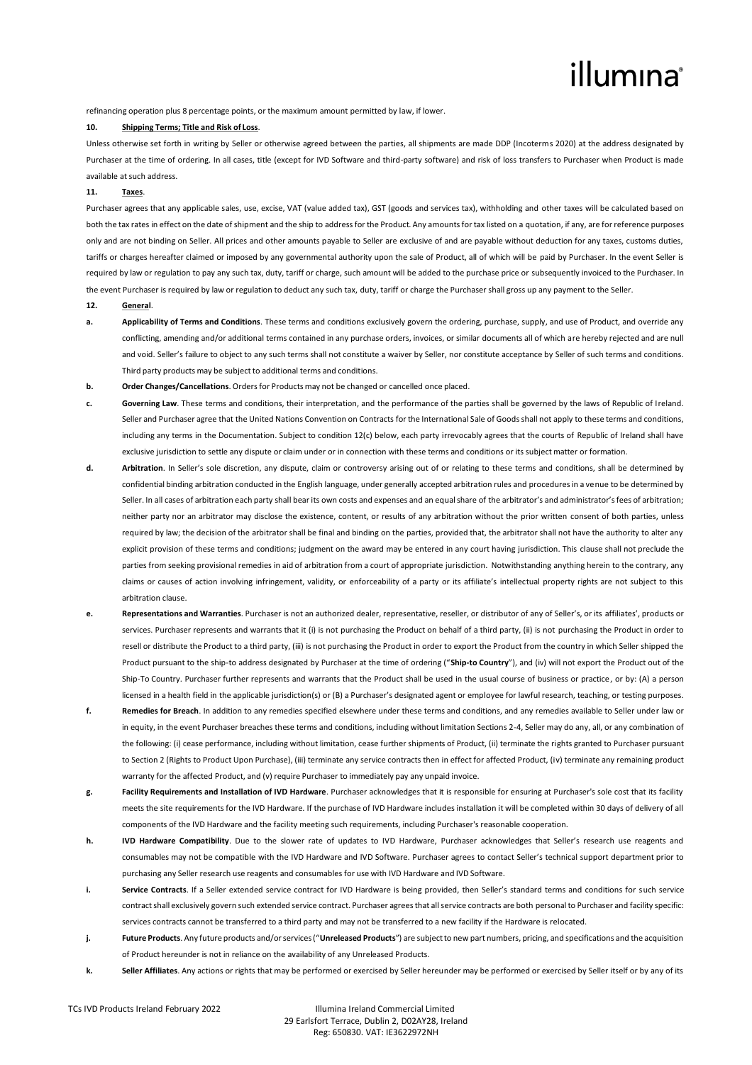refinancing operation plus 8 percentage points, or the maximum amount permitted by law, if lower.

**10. Shipping Terms; Title and Risk of Loss**.

Unless otherwise set forth in writing by Seller or otherwise agreed between the parties, all shipments are made DDP (Incoterms 2020) at the address designated by Purchaser at the time of ordering. In all cases, title (except for IVD Software and third-party software) and risk of loss transfers to Purchaser when Product is made available at such address.

**11. Taxes**.

Purchaser agrees that any applicable sales, use, excise, VAT (value added tax), GST (goods and services tax), withholding and other taxes will be calculated based on both the tax rates in effect on the date of shipment and the ship to address for the Product. Any amounts for tax listed on a quotation, if any, are for reference purposes only and are not binding on Seller. All prices and other amounts payable to Seller are exclusive of and are payable without deduction for any taxes, customs duties, tariffs or charges hereafter claimed or imposed by any governmental authority upon the sale of Product, all of which will be paid by Purchaser. In the event Seller is required by law or regulation to pay any such tax, duty, tariff or charge, such amount will be added to the purchase price or subsequently invoiced to the Purchaser. In the event Purchaser is required by law or regulation to deduct any such tax, duty, tariff or charge the Purchaser shall gross up any payment to the Seller.

**12. General**.

**a. Applicability of Terms and Conditions**. These terms and conditions exclusively govern the ordering, purchase, supply, and use of Product, and override any conflicting, amending and/or additional terms contained in any purchase orders, invoices, or similar documents all of which are hereby rejected and are null and void. Seller's failure to object to any such terms shall not constitute a waiver by Seller, nor constitute acceptance by Seller of such terms and conditions. Third party products may be subject to additional terms and conditions.

**b. Order Changes/Cancellations**. Orders for Products may not be changed or cancelled once placed.

**c. Governing Law**. These terms and conditions, their interpretation, and the performance of the parties shall be governed by the laws of Republic of Ireland. Seller and Purchaser agree that the United Nations Convention on Contracts for the International Sale of Goods shall not apply to these terms and conditions, including any terms in the Documentation. Subject to condition 12(c) below, each party irrevocably agrees that the courts of Republic of Ireland shall have exclusive jurisdiction to settle any dispute or claim under or in connection with these terms and conditions or its subject matter or formation.

**d. Arbitration**. In Seller's sole discretion, any dispute, claim or controversy arising out of or relating to these terms and conditions, shall be determined by confidential binding arbitration conducted in the English language, under generally accepted arbitration rules and procedures in a venue to be determined by Seller. In all cases of arbitration each party shall bear its own costs and expenses and an equal share of the arbitrator's and administrator's fees of arbitration; neither party nor an arbitrator may disclose the existence, content, or results of any arbitration without the prior written consent of both parties, unless required by law; the decision of the arbitrator shall be final and binding on the parties, provided that, the arbitrator shall not have the authority to alter any explicit provision of these terms and conditions; judgment on the award may be entered in any court having jurisdiction. This clause shall not preclude the parties from seeking provisional remedies in aid of arbitration from a court of appropriate jurisdiction. Notwithstanding anything herein to the contrary, any claims or causes of action involving infringement, validity, or enforceability of a party or its affiliate's intellectual property rights are not subject to this arbitration clause.

**e. Representations and Warranties**. Purchaser is not an authorized dealer, representative, reseller, or distributor of any of Seller's, or its affiliates', products or services. Purchaser represents and warrants that it (i) is not purchasing the Product on behalf of a third party, (ii) is not purchasing the Product in order to resell or distribute the Product to a third party, (iii) is not purchasing the Product in order to export the Product from the country in which Seller shipped the Product pursuant to the ship-to address designated by Purchaser at the time of ordering ("**Ship-to Country**"), and (iv) will not export the Product out of the Ship-To Country. Purchaser further represents and warrants that the Product shall be used in the usual course of business or practice, or by: (A) a person licensed in a health field in the applicable jurisdiction(s) or (B) a Purchaser's designated agent or employee for lawful research, teaching, or testing purposes.

**f. Remedies for Breach**. In addition to any remedies specified elsewhere under these terms and conditions, and any remedies available to Seller under law or in equity, in the event Purchaser breaches these terms and conditions, including without limitation Sections 2-4, Seller may do any, all, or any combination of the following: (i) cease performance, including without limitation, cease further shipments of Product, (ii) terminate the rights granted to Purchaser pursuant to Section 2 (Rights to Product Upon Purchase), (iii) terminate any service contracts then in effect for affected Product, (iv) terminate any remaining product warranty for the affected Product, and (v) require Purchaser to immediately pay any unpaid invoice.

**g. Facility Requirements and Installation of IVD Hardware**. Purchaser acknowledges that it is responsible for ensuring at Purchaser's sole cost that its facility meets the site requirements for the IVD Hardware. If the purchase of IVD Hardware includes installation it will be completed within 30 days of delivery of all components of the IVD Hardware and the facility meeting such requirements, including Purchaser's reasonable cooperation.

**h. IVD Hardware Compatibility**. Due to the slower rate of updates to IVD Hardware, Purchaser acknowledges that Seller's research use reagents and consumables may not be compatible with the IVD Hardware and IVD Software. Purchaser agrees to contact Seller's technical support department prior to purchasing any Seller research use reagents and consumables for use with IVD Hardware and IVD Software.

**i. Service Contracts**. If a Seller extended service contract for IVD Hardware is being provided, then Seller's standard terms and conditions for such service contract shall exclusively govern such extended service contract. Purchaser agrees that all service contracts are both personal to Purchaser and facility specific: services contracts cannot be transferred to a third party and may not be transferred to a new facility if the Hardware is relocated.

**j. Future Products**. Any future products and/or services ("**Unreleased Products**") are subject to new part numbers, pricing, and specifications and the acquisition of Product hereunder is not in reliance on the availability of any Unreleased Products.

**k. Seller Affiliates**. Any actions or rights that may be performed or exercised by Seller hereunder may be performed or exercised by Seller itself or by any of its

TCs IVD Products Ireland February 2022

Illumina Ireland Commercial Limited
29 Earlsfort Terrace, Dublin 2, D02AY28, Ireland
Reg: 650830. VAT: IE3622972NH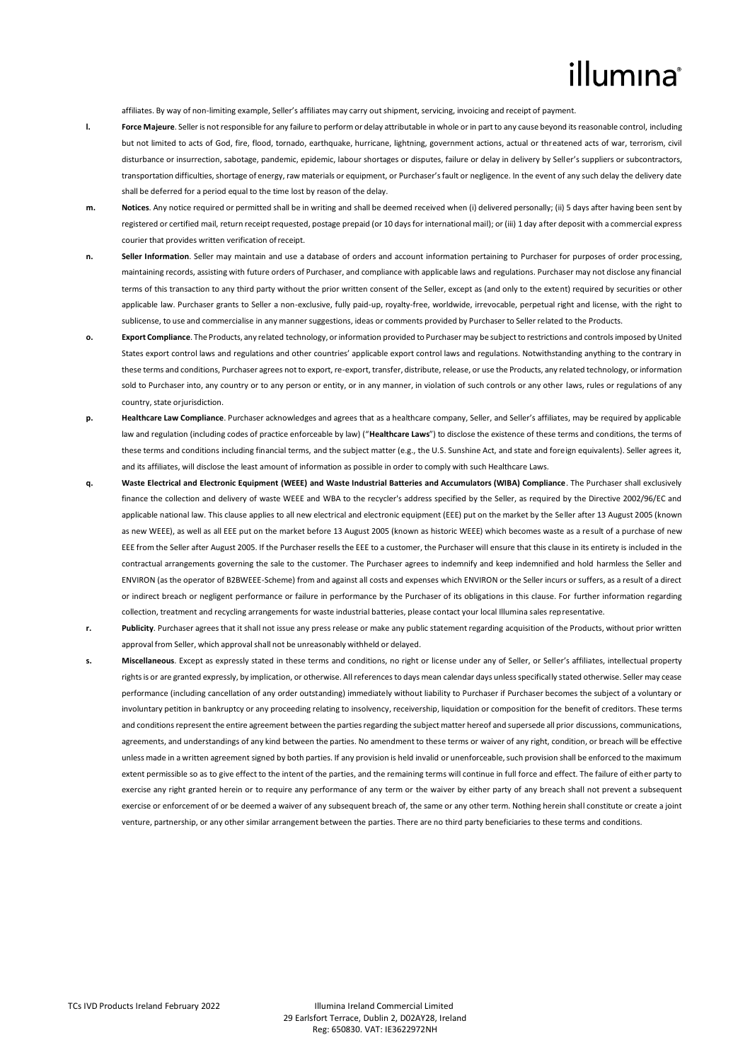affiliates. By way of non-limiting example, Seller's affiliates may carry out shipment, servicing, invoicing and receipt of payment.

**l.** **Force Majeure**. Seller is not responsible for any failure to perform or delay attributable in whole or in part to any cause beyond its reasonable control, including but not limited to acts of God, fire, flood, tornado, earthquake, hurricane, lightning, government actions, actual or threatened acts of war, terrorism, civil disturbance or insurrection, sabotage, pandemic, epidemic, labour shortages or disputes, failure or delay in delivery by Seller's suppliers or subcontractors, transportation difficulties, shortage of energy, raw materials or equipment, or Purchaser's fault or negligence. In the event of any such delay the delivery date shall be deferred for a period equal to the time lost by reason of the delay.

**m.** **Notices**. Any notice required or permitted shall be in writing and shall be deemed received when (i) delivered personally; (ii) 5 days after having been sent by registered or certified mail, return receipt requested, postage prepaid (or 10 days for international mail); or (iii) 1 day after deposit with a commercial express courier that provides written verification of receipt.

**n.** **Seller Information**. Seller may maintain and use a database of orders and account information pertaining to Purchaser for purposes of order processing, maintaining records, assisting with future orders of Purchaser, and compliance with applicable laws and regulations. Purchaser may not disclose any financial terms of this transaction to any third party without the prior written consent of the Seller, except as (and only to the extent) required by securities or other applicable law. Purchaser grants to Seller a non-exclusive, fully paid-up, royalty-free, worldwide, irrevocable, perpetual right and license, with the right to sublicense, to use and commercialise in any manner suggestions, ideas or comments provided by Purchaser to Seller related to the Products.

**o.** **Export Compliance**. The Products, any related technology, or information provided to Purchaser may be subject to restrictions and controls imposed by United States export control laws and regulations and other countries' applicable export control laws and regulations. Notwithstanding anything to the contrary in these terms and conditions, Purchaser agrees not to export, re-export, transfer, distribute, release, or use the Products, any related technology, or information sold to Purchaser into, any country or to any person or entity, or in any manner, in violation of such controls or any other laws, rules or regulations of any country, state orjurisdiction.

**p.** **Healthcare Law Compliance**. Purchaser acknowledges and agrees that as a healthcare company, Seller, and Seller's affiliates, may be required by applicable law and regulation (including codes of practice enforceable by law) ("**Healthcare Laws**") to disclose the existence of these terms and conditions, the terms of these terms and conditions including financial terms, and the subject matter (e.g., the U.S. Sunshine Act, and state and foreign equivalents). Seller agrees it, and its affiliates, will disclose the least amount of information as possible in order to comply with such Healthcare Laws.

**q.** **Waste Electrical and Electronic Equipment (WEEE) and Waste Industrial Batteries and Accumulators (WIBA) Compliance**. The Purchaser shall exclusively finance the collection and delivery of waste WEEE and WBA to the recycler's address specified by the Seller, as required by the Directive 2002/96/EC and applicable national law. This clause applies to all new electrical and electronic equipment (EEE) put on the market by the Seller after 13 August 2005 (known as new WEEE), as well as all EEE put on the market before 13 August 2005 (known as historic WEEE) which becomes waste as a result of a purchase of new EEE from the Seller after August 2005. If the Purchaser resells the EEE to a customer, the Purchaser will ensure that this clause in its entirety is included in the contractual arrangements governing the sale to the customer. The Purchaser agrees to indemnify and keep indemnified and hold harmless the Seller and ENVIRON (as the operator of B2BWEEE-Scheme) from and against all costs and expenses which ENVIRON or the Seller incurs or suffers, as a result of a direct or indirect breach or negligent performance or failure in performance by the Purchaser of its obligations in this clause. For further information regarding collection, treatment and recycling arrangements for waste industrial batteries, please contact your local Illumina sales representative.

**r.** **Publicity**. Purchaser agrees that it shall not issue any press release or make any public statement regarding acquisition of the Products, without prior written approval from Seller, which approval shall not be unreasonably withheld or delayed.

**s.** **Miscellaneous**. Except as expressly stated in these terms and conditions, no right or license under any of Seller, or Seller's affiliates, intellectual property rights is or are granted expressly, by implication, or otherwise. All references to days mean calendar days unless specifically stated otherwise. Seller may cease performance (including cancellation of any order outstanding) immediately without liability to Purchaser if Purchaser becomes the subject of a voluntary or involuntary petition in bankruptcy or any proceeding relating to insolvency, receivership, liquidation or composition for the benefit of creditors. These terms and conditions represent the entire agreement between the parties regarding the subject matter hereof and supersede all prior discussions, communications, agreements, and understandings of any kind between the parties. No amendment to these terms or waiver of any right, condition, or breach will be effective unless made in a written agreement signed by both parties. If any provision is held invalid or unenforceable, such provision shall be enforced to the maximum extent permissible so as to give effect to the intent of the parties, and the remaining terms will continue in full force and effect. The failure of either party to exercise any right granted herein or to require any performance of any term or the waiver by either party of any breach shall not prevent a subsequent exercise or enforcement of or be deemed a waiver of any subsequent breach of, the same or any other term. Nothing herein shall constitute or create a joint venture, partnership, or any other similar arrangement between the parties. There are no third party beneficiaries to these terms and conditions.